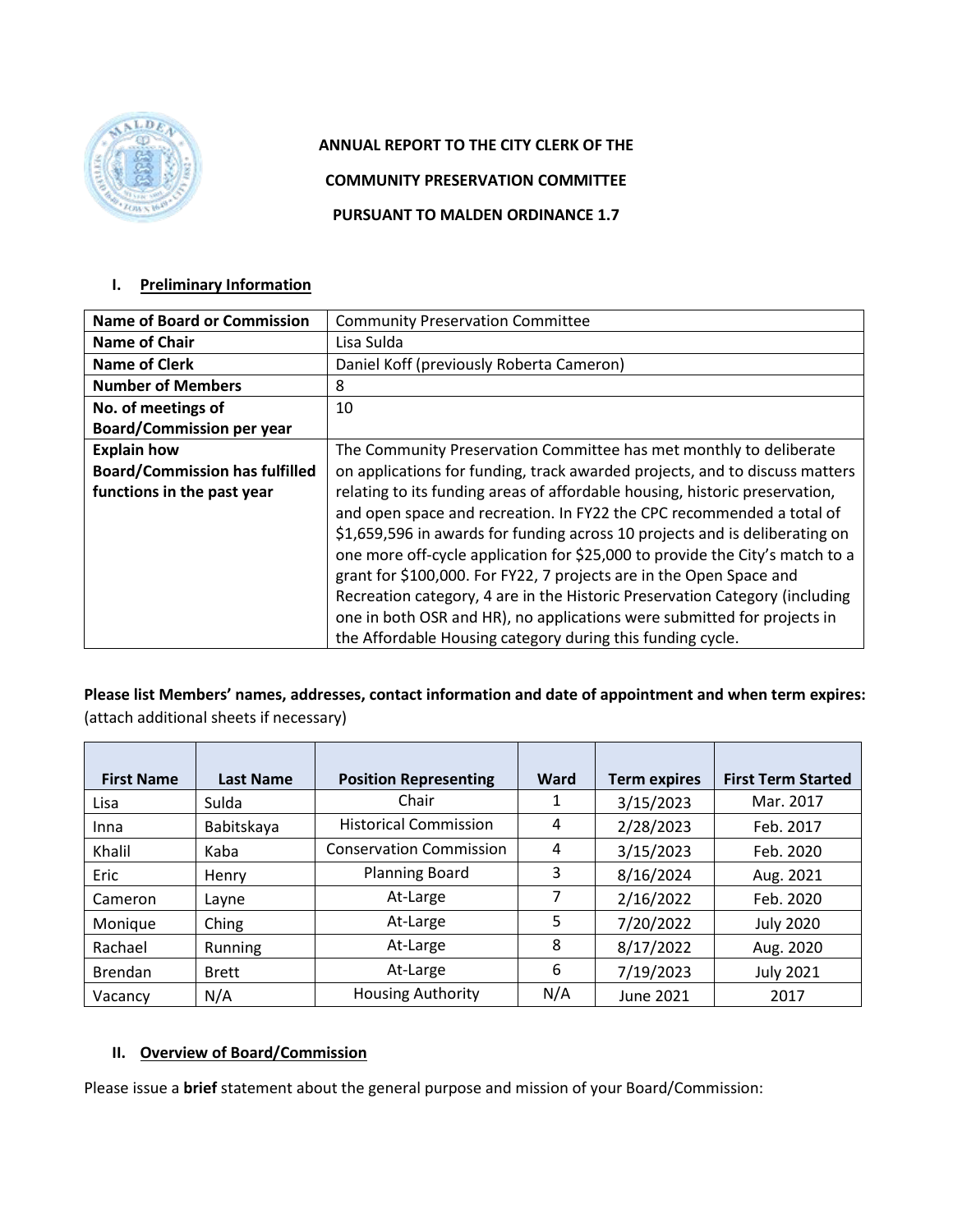**ANNUAL REPORT TO THE CITY CLERK OF THE**

**COMMUNITY PRESERVATION COMMITTEE**

**PURSUANT TO MALDEN ORDINANCE 1.7**

## I. Preliminary Information

| | |
|---|---|
| **Name of Board or Commission** | Community Preservation Committee |
| **Name of Chair** | Lisa Sulda |
| **Name of Clerk** | Daniel Koff (previously Roberta Cameron) |
| **Number of Members** | 8 |
| **No. of meetings of Board/Commission per year** | 10 |
| **Explain how Board/Commission has fulfilled functions in the past year** | The Community Preservation Committee has met monthly to deliberate on applications for funding, track awarded projects, and to discuss matters relating to its funding areas of affordable housing, historic preservation, and open space and recreation. In FY22 the CPC recommended a total of $1,659,596 in awards for funding across 10 projects and is deliberating on one more off-cycle application for $25,000 to provide the City's match to a grant for $100,000. For FY22, 7 projects are in the Open Space and Recreation category, 4 are in the Historic Preservation Category (including one in both OSR and HR), no applications were submitted for projects in the Affordable Housing category during this funding cycle. |

**Please list Members' names, addresses, contact information and date of appointment and when term expires:** (attach additional sheets if necessary)

| First Name | Last Name | Position Representing | Ward | Term expires | First Term Started |
|---|---|---|---|---|---|
| Lisa | Sulda | Chair | 1 | 3/15/2023 | Mar. 2017 |
| Inna | Babitskaya | Historical Commission | 4 | 2/28/2023 | Feb. 2017 |
| Khalil | Kaba | Conservation Commission | 4 | 3/15/2023 | Feb. 2020 |
| Eric | Henry | Planning Board | 3 | 8/16/2024 | Aug. 2021 |
| Cameron | Layne | At-Large | 7 | 2/16/2022 | Feb. 2020 |
| Monique | Ching | At-Large | 5 | 7/20/2022 | July 2020 |
| Rachael | Running | At-Large | 8 | 8/17/2022 | Aug. 2020 |
| Brendan | Brett | At-Large | 6 | 7/19/2023 | July 2021 |
| Vacancy | N/A | Housing Authority | N/A | June 2021 | 2017 |

## II. Overview of Board/Commission

Please issue a **brief** statement about the general purpose and mission of your Board/Commission: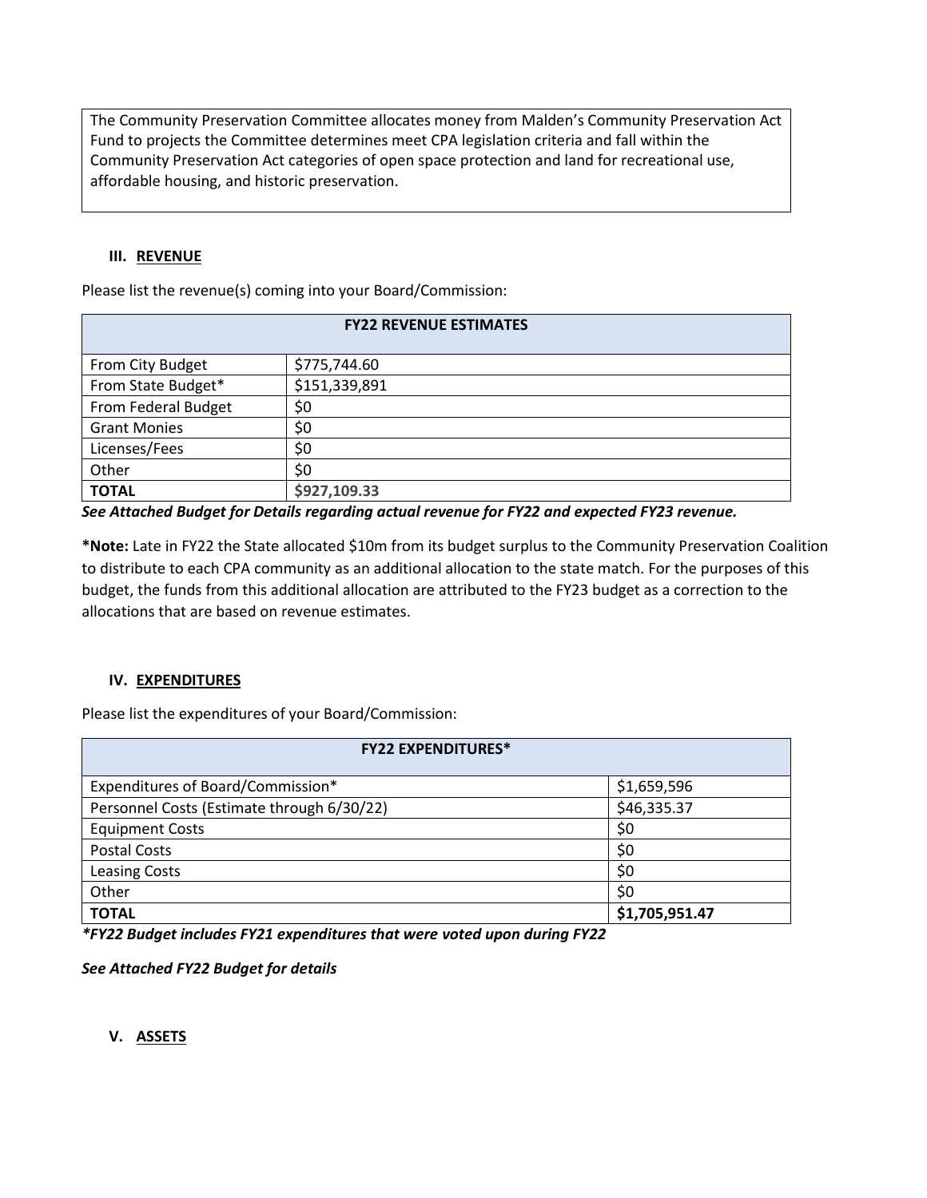The Community Preservation Committee allocates money from Malden's Community Preservation Act Fund to projects the Committee determines meet CPA legislation criteria and fall within the Community Preservation Act categories of open space protection and land for recreational use, affordable housing, and historic preservation.

### III. REVENUE

Please list the revenue(s) coming into your Board/Commission:

| **FY22 REVENUE ESTIMATES** | |
|---|---|
| From City Budget | $775,744.60 |
| From State Budget* | $151,339,891 |
| From Federal Budget | $0 |
| Grant Monies | $0 |
| Licenses/Fees | $0 |
| Other | $0 |
| **TOTAL** | **$927,109.33** |

***See Attached Budget for Details regarding actual revenue for FY22 and expected FY23 revenue.***

**\*Note:** Late in FY22 the State allocated $10m from its budget surplus to the Community Preservation Coalition to distribute to each CPA community as an additional allocation to the state match. For the purposes of this budget, the funds from this additional allocation are attributed to the FY23 budget as a correction to the allocations that are based on revenue estimates.

### IV. EXPENDITURES

Please list the expenditures of your Board/Commission:

| **FY22 EXPENDITURES*** | |
|---|---|
| Expenditures of Board/Commission* | $1,659,596 |
| Personnel Costs (Estimate through 6/30/22) | $46,335.37 |
| Equipment Costs | $0 |
| Postal Costs | $0 |
| Leasing Costs | $0 |
| Other | $0 |
| **TOTAL** | **$1,705,951.47** |

***\*FY22 Budget includes FY21 expenditures that were voted upon during FY22***

***See Attached FY22 Budget for details***

### V. ASSETS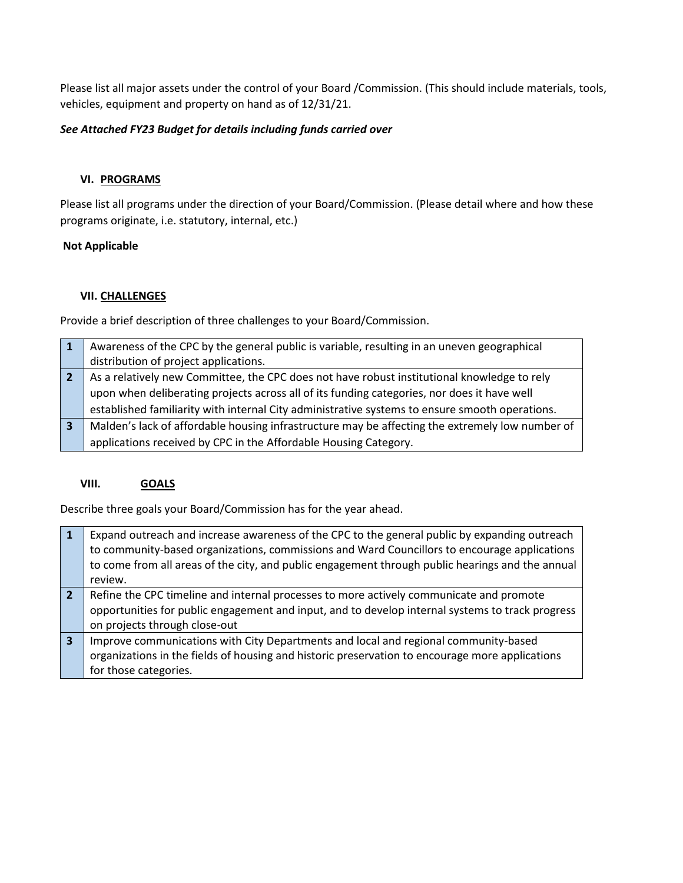Please list all major assets under the control of your Board /Commission. (This should include materials, tools, vehicles, equipment and property on hand as of 12/31/21.

***See Attached FY23 Budget for details including funds carried over***

## VI. PROGRAMS

Please list all programs under the direction of your Board/Commission. (Please detail where and how these programs originate, i.e. statutory, internal, etc.)

**Not Applicable**

## VII. CHALLENGES

Provide a brief description of three challenges to your Board/Commission.

| | |
|---|---|
| **1** | Awareness of the CPC by the general public is variable, resulting in an uneven geographical distribution of project applications. |
| **2** | As a relatively new Committee, the CPC does not have robust institutional knowledge to rely upon when deliberating projects across all of its funding categories, nor does it have well established familiarity with internal City administrative systems to ensure smooth operations. |
| **3** | Malden's lack of affordable housing infrastructure may be affecting the extremely low number of applications received by CPC in the Affordable Housing Category. |

## VIII. GOALS

Describe three goals your Board/Commission has for the year ahead.

| | |
|---|---|
| **1** | Expand outreach and increase awareness of the CPC to the general public by expanding outreach to community-based organizations, commissions and Ward Councillors to encourage applications to come from all areas of the city, and public engagement through public hearings and the annual review. |
| **2** | Refine the CPC timeline and internal processes to more actively communicate and promote opportunities for public engagement and input, and to develop internal systems to track progress on projects through close-out |
| **3** | Improve communications with City Departments and local and regional community-based organizations in the fields of housing and historic preservation to encourage more applications for those categories. |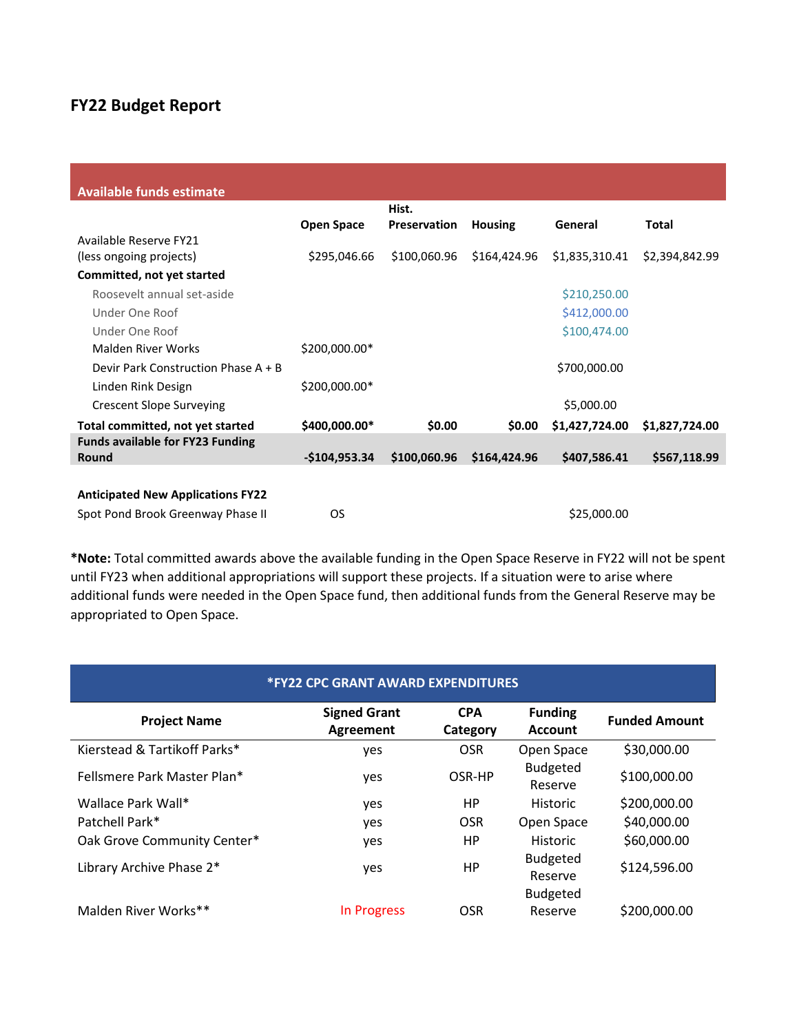# FY22 Budget Report

| Available funds estimate | Open Space | Hist. Preservation | Housing | General | Total |
|---|---|---|---|---|---|
| Available Reserve FY21 (less ongoing projects) | $295,046.66 | $100,060.96 | $164,424.96 | $1,835,310.41 | $2,394,842.99 |
| **Committed, not yet started** | | | | | |
| Roosevelt annual set-aside | | | | $210,250.00 | |
| Under One Roof | | | | $412,000.00 | |
| Under One Roof | | | | $100,474.00 | |
| Malden River Works | $200,000.00* | | | | |
| Devir Park Construction Phase A + B | | | | $700,000.00 | |
| Linden Rink Design | $200,000.00* | | | | |
| Crescent Slope Surveying | | | | $5,000.00 | |
| **Total committed, not yet started** | **$400,000.00*** | **$0.00** | **$0.00** | **$1,427,724.00** | **$1,827,724.00** |
| **Funds available for FY23 Funding Round** | **-$104,953.34** | **$100,060.96** | **$164,424.96** | **$407,586.41** | **$567,118.99** |
| | | | | | |
| **Anticipated New Applications FY22** | | | | | |
| Spot Pond Brook Greenway Phase II | OS | | | $25,000.00 | |

***Note:** Total committed awards above the available funding in the Open Space Reserve in FY22 will not be spent until FY23 when additional appropriations will support these projects. If a situation were to arise where additional funds were needed in the Open Space fund, then additional funds from the General Reserve may be appropriated to Open Space.

**\*FY22 CPC GRANT AWARD EXPENDITURES**

| Project Name | Signed Grant Agreement | CPA Category | Funding Account | Funded Amount |
|---|---|---|---|---|
| Kierstead & Tartikoff Parks* | yes | OSR | Open Space | $30,000.00 |
| Fellsmere Park Master Plan* | yes | OSR-HP | Budgeted Reserve | $100,000.00 |
| Wallace Park Wall* | yes | HP | Historic | $200,000.00 |
| Patchell Park* | yes | OSR | Open Space | $40,000.00 |
| Oak Grove Community Center* | yes | HP | Historic | $60,000.00 |
| Library Archive Phase 2* | yes | HP | Budgeted Reserve | $124,596.00 |
| Malden River Works** | In Progress | OSR | Budgeted Reserve | $200,000.00 |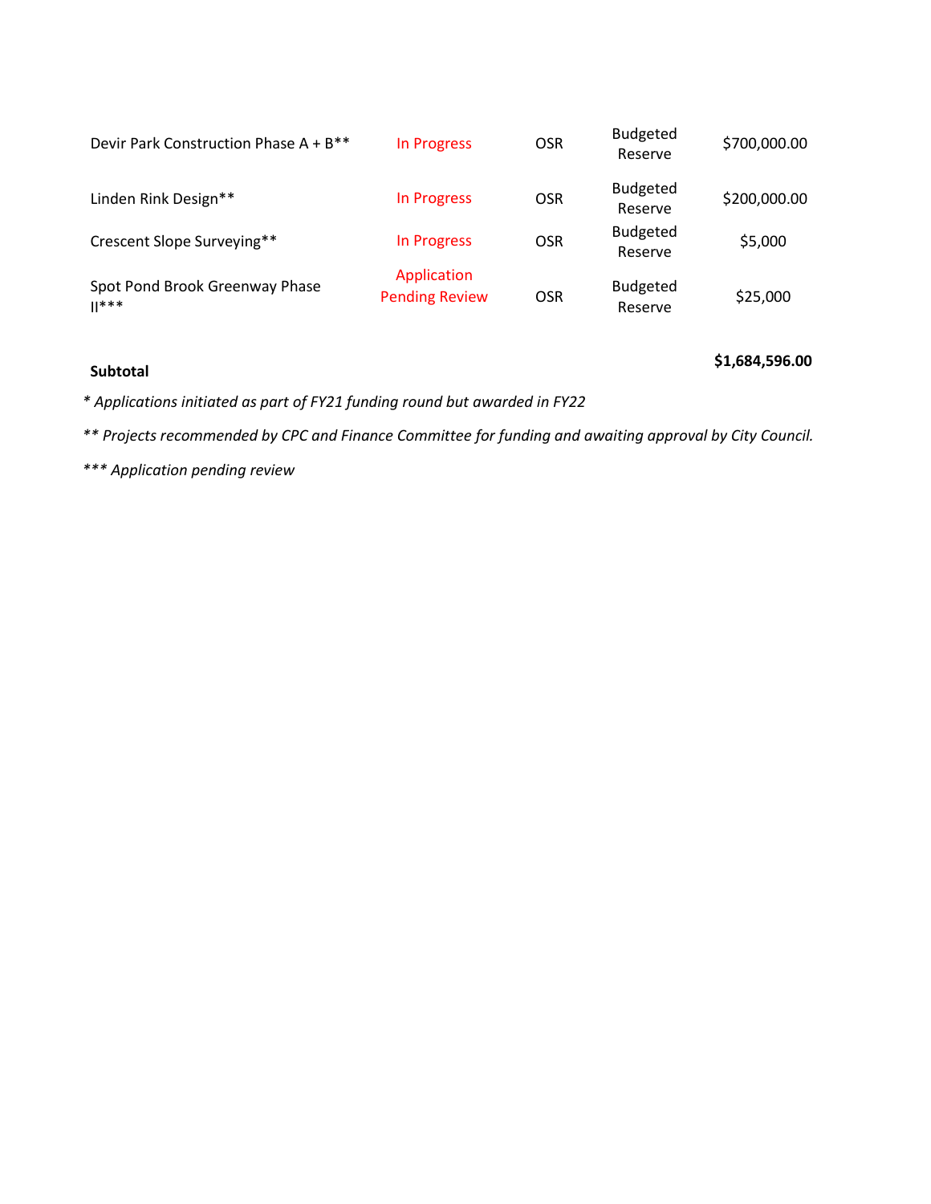| | | | | |
|---|---|---|---|---|
| Devir Park Construction Phase A + B** | In Progress | OSR | Budgeted Reserve | $700,000.00 |
| Linden Rink Design** | In Progress | OSR | Budgeted Reserve | $200,000.00 |
| Crescent Slope Surveying** | In Progress | OSR | Budgeted Reserve | $5,000 |
| Spot Pond Brook Greenway Phase II*** | Application Pending Review | OSR | Budgeted Reserve | $25,000 |
| **Subtotal** | | | | **$1,684,596.00** |

*\* Applications initiated as part of FY21 funding round but awarded in FY22*

*\*\* Projects recommended by CPC and Finance Committee for funding and awaiting approval by City Council.*

*\*\*\* Application pending review*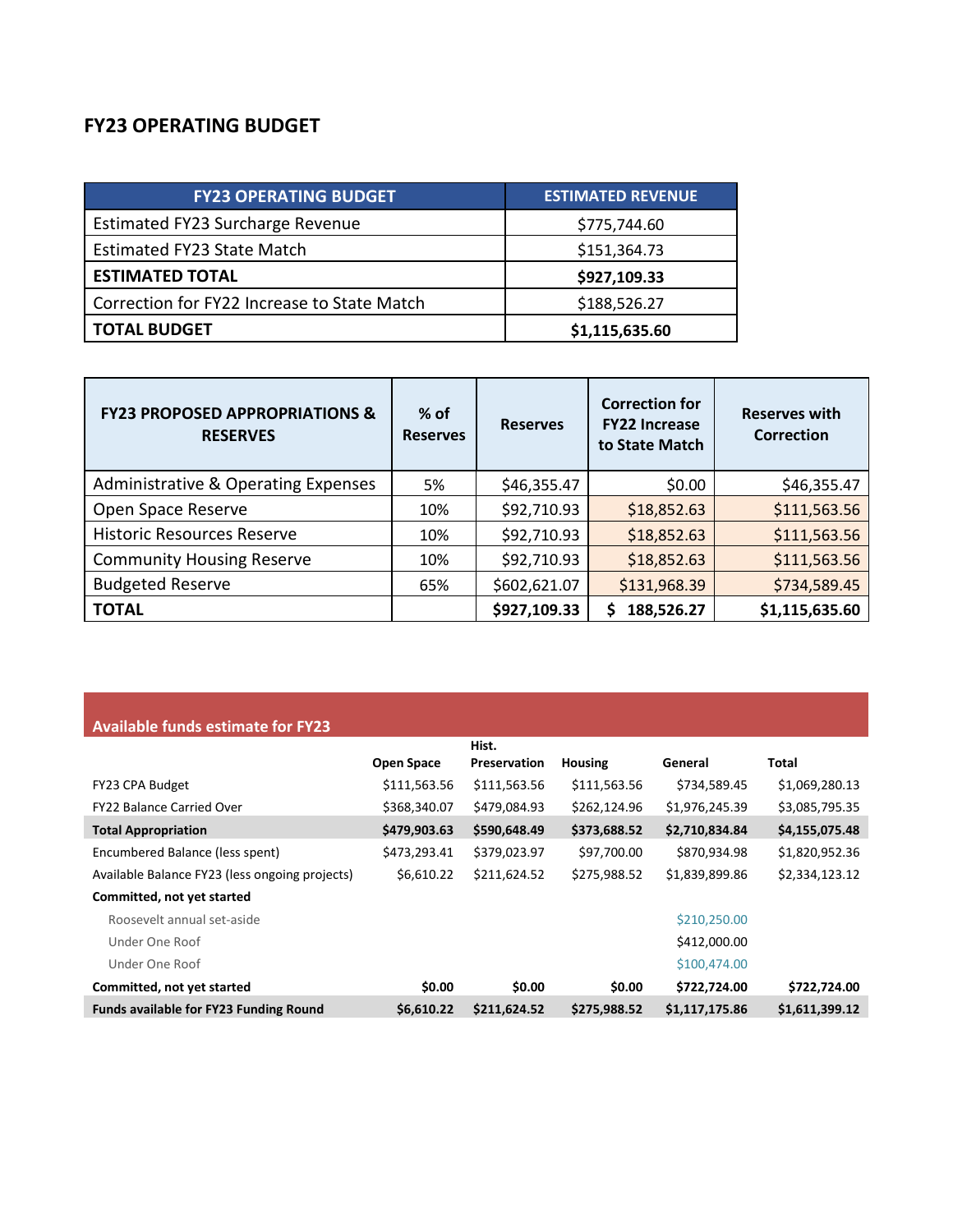## FY23 OPERATING BUDGET

| FY23 OPERATING BUDGET | ESTIMATED REVENUE |
|---|---|
| Estimated FY23 Surcharge Revenue | $775,744.60 |
| Estimated FY23 State Match | $151,364.73 |
| **ESTIMATED TOTAL** | **$927,109.33** |
| Correction for FY22 Increase to State Match | $188,526.27 |
| **TOTAL BUDGET** | **$1,115,635.60** |

| FY23 PROPOSED APPROPRIATIONS & RESERVES | % of Reserves | Reserves | Correction for FY22 Increase to State Match | Reserves with Correction |
|---|---|---|---|---|
| Administrative & Operating Expenses | 5% | $46,355.47 | $0.00 | $46,355.47 |
| Open Space Reserve | 10% | $92,710.93 | $18,852.63 | $111,563.56 |
| Historic Resources Reserve | 10% | $92,710.93 | $18,852.63 | $111,563.56 |
| Community Housing Reserve | 10% | $92,710.93 | $18,852.63 | $111,563.56 |
| Budgeted Reserve | 65% | $602,621.07 | $131,968.39 | $734,589.45 |
| **TOTAL** | | **$927,109.33** | **$ 188,526.27** | **$1,115,635.60** |

**Available funds estimate for FY23**

| | Open Space | Hist. Preservation | Housing | General | Total |
|---|---|---|---|---|---|
| FY23 CPA Budget | $111,563.56 | $111,563.56 | $111,563.56 | $734,589.45 | $1,069,280.13 |
| FY22 Balance Carried Over | $368,340.07 | $479,084.93 | $262,124.96 | $1,976,245.39 | $3,085,795.35 |
| **Total Appropriation** | **$479,903.63** | **$590,648.49** | **$373,688.52** | **$2,710,834.84** | **$4,155,075.48** |
| Encumbered Balance (less spent) | $473,293.41 | $379,023.97 | $97,700.00 | $870,934.98 | $1,820,952.36 |
| Available Balance FY23 (less ongoing projects) | $6,610.22 | $211,624.52 | $275,988.52 | $1,839,899.86 | $2,334,123.12 |
| **Committed, not yet started** | | | | | |
| Roosevelt annual set-aside | | | | $210,250.00 | |
| Under One Roof | | | | $412,000.00 | |
| Under One Roof | | | | $100,474.00 | |
| **Committed, not yet started** | **$0.00** | **$0.00** | **$0.00** | **$722,724.00** | **$722,724.00** |
| **Funds available for FY23 Funding Round** | **$6,610.22** | **$211,624.52** | **$275,988.52** | **$1,117,175.86** | **$1,611,399.12** |